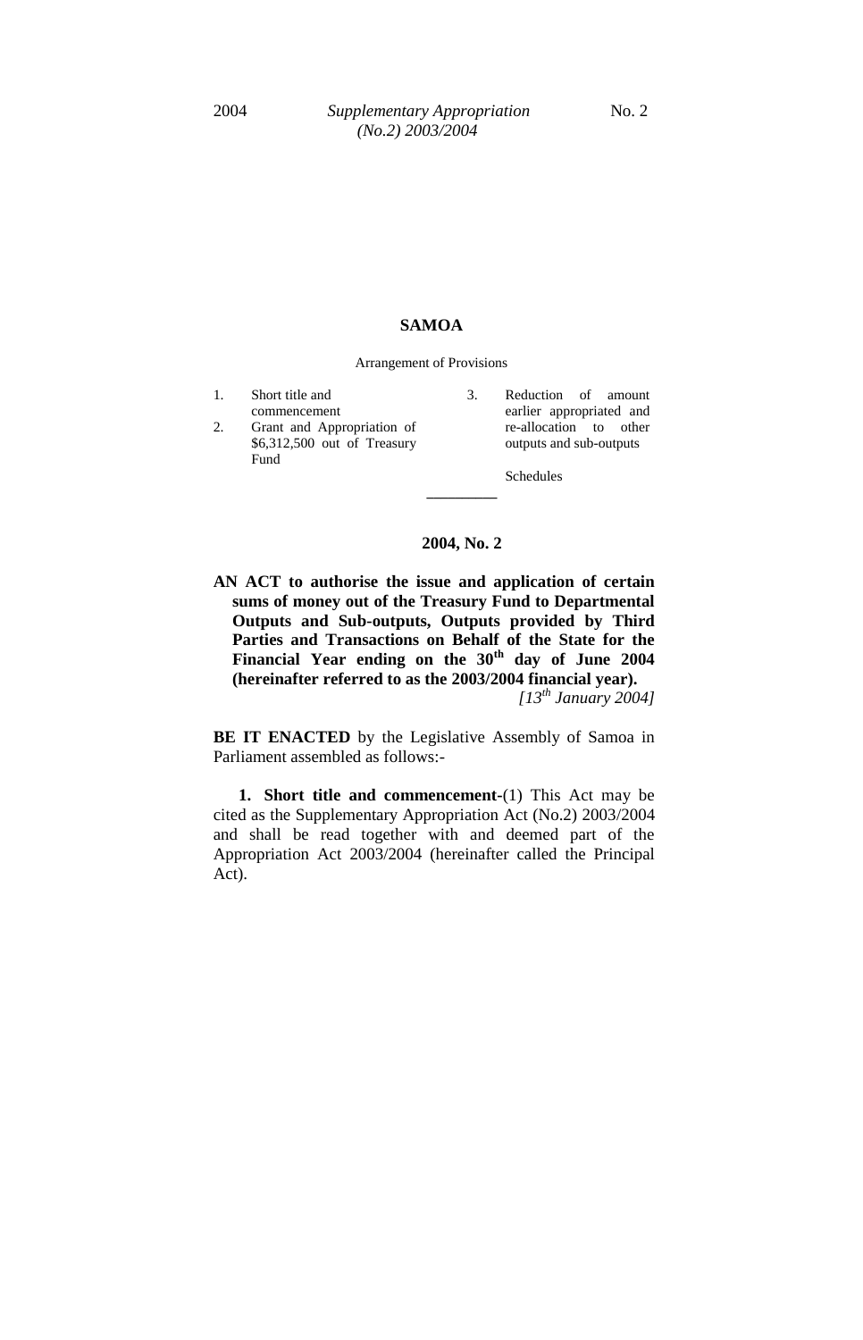# SAMOA

Arrangement of Provisions

1. Short title and commencement
2. Grant and Appropriation of $6,312,500 out of Treasury Fund
3. Reduction of amount earlier appropriated and re-allocation to other outputs and sub-outputs

Schedules

---

## 2004, No. 2

**AN ACT to authorise the issue and application of certain sums of money out of the Treasury Fund to Departmental Outputs and Sub-outputs, Outputs provided by Third Parties and Transactions on Behalf of the State for the Financial Year ending on the 30th day of June 2004 (hereinafter referred to as the 2003/2004 financial year).**

*[13th January 2004]*

**BE IT ENACTED** by the Legislative Assembly of Samoa in Parliament assembled as follows:-

**1. Short title and commencement**-(1) This Act may be cited as the Supplementary Appropriation Act (No.2) 2003/2004 and shall be read together with and deemed part of the Appropriation Act 2003/2004 (hereinafter called the Principal Act).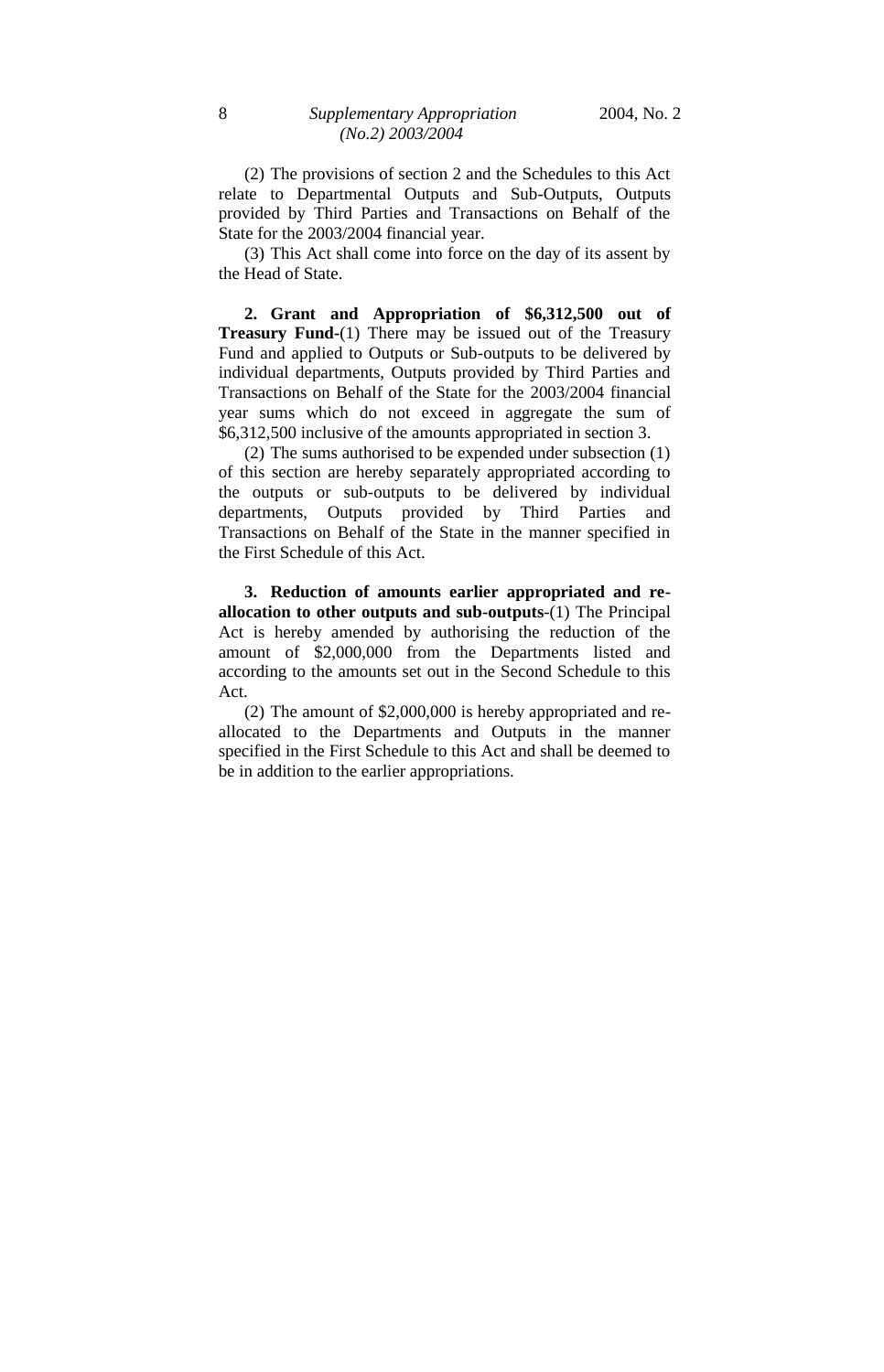(2) The provisions of section 2 and the Schedules to this Act relate to Departmental Outputs and Sub-Outputs, Outputs provided by Third Parties and Transactions on Behalf of the State for the 2003/2004 financial year.

(3) This Act shall come into force on the day of its assent by the Head of State.

**2. Grant and Appropriation of $6,312,500 out of Treasury Fund**-(1) There may be issued out of the Treasury Fund and applied to Outputs or Sub-outputs to be delivered by individual departments, Outputs provided by Third Parties and Transactions on Behalf of the State for the 2003/2004 financial year sums which do not exceed in aggregate the sum of $6,312,500 inclusive of the amounts appropriated in section 3.

(2) The sums authorised to be expended under subsection (1) of this section are hereby separately appropriated according to the outputs or sub-outputs to be delivered by individual departments, Outputs provided by Third Parties and Transactions on Behalf of the State in the manner specified in the First Schedule of this Act.

**3. Reduction of amounts earlier appropriated and re-allocation to other outputs and sub-outputs**-(1) The Principal Act is hereby amended by authorising the reduction of the amount of $2,000,000 from the Departments listed and according to the amounts set out in the Second Schedule to this Act.

(2) The amount of $2,000,000 is hereby appropriated and re-allocated to the Departments and Outputs in the manner specified in the First Schedule to this Act and shall be deemed to be in addition to the earlier appropriations.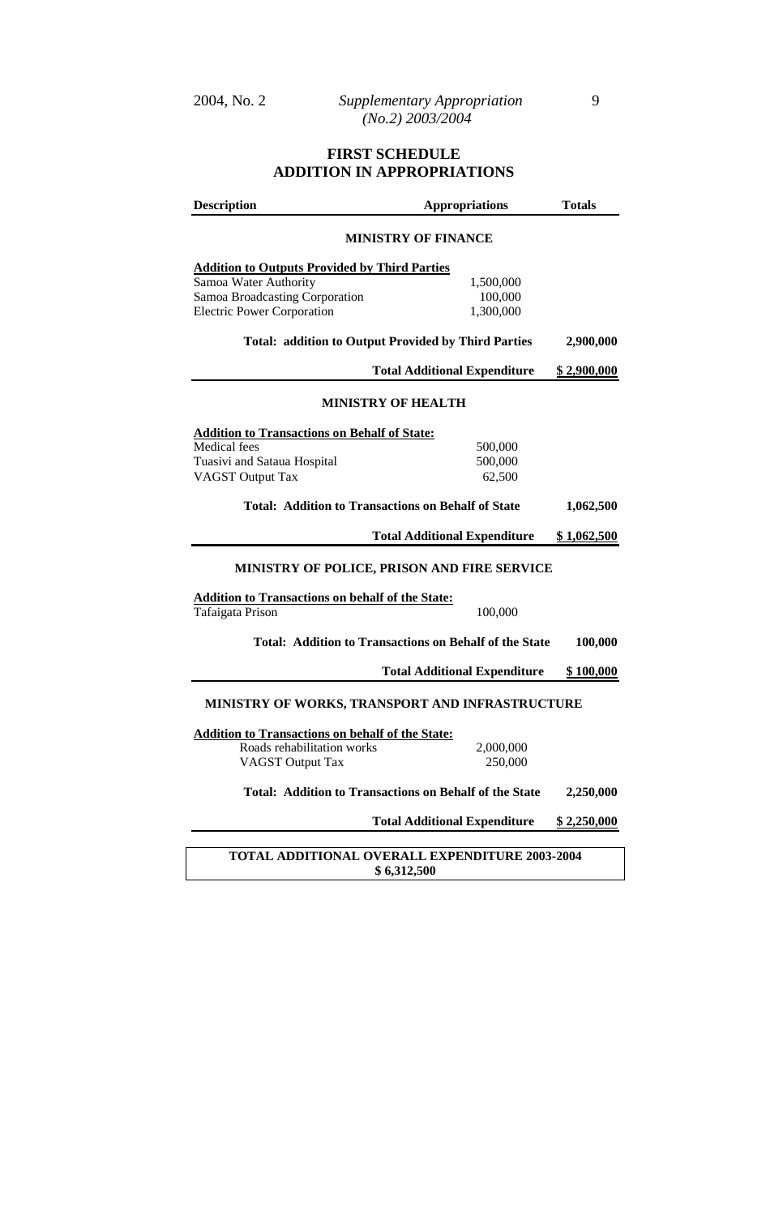## FIRST SCHEDULE
## ADDITION IN APPROPRIATIONS

| Description | Appropriations | Totals |
|---|---|---|
| **MINISTRY OF FINANCE** | | |
| **Addition to Outputs Provided by Third Parties** | | |
| Samoa Water Authority | 1,500,000 | |
| Samoa Broadcasting Corporation | 100,000 | |
| Electric Power Corporation | 1,300,000 | |
| **Total: addition to Output Provided by Third Parties** | | **2,900,000** |
| **Total Additional Expenditure** | | **$ 2,900,000** |
| **MINISTRY OF HEALTH** | | |
| **Addition to Transactions on Behalf of State:** | | |
| Medical fees | 500,000 | |
| Tuasivi and Sataua Hospital | 500,000 | |
| VAGST Output Tax | 62,500 | |
| **Total: Addition to Transactions on Behalf of State** | | **1,062,500** |
| **Total Additional Expenditure** | | **$ 1,062,500** |
| **MINISTRY OF POLICE, PRISON AND FIRE SERVICE** | | |
| **Addition to Transactions on behalf of the State:** | | |
| Tafaigata Prison | 100,000 | |
| **Total: Addition to Transactions on Behalf of the State** | | **100,000** |
| **Total Additional Expenditure** | | **$ 100,000** |
| **MINISTRY OF WORKS, TRANSPORT AND INFRASTRUCTURE** | | |
| **Addition to Transactions on behalf of the State:** | | |
| Roads rehabilitation works | 2,000,000 | |
| VAGST Output Tax | 250,000 | |
| **Total: Addition to Transactions on Behalf of the State** | | **2,250,000** |
| **Total Additional Expenditure** | | **$ 2,250,000** |

**TOTAL ADDITIONAL OVERALL EXPENDITURE 2003-2004**
**$ 6,312,500**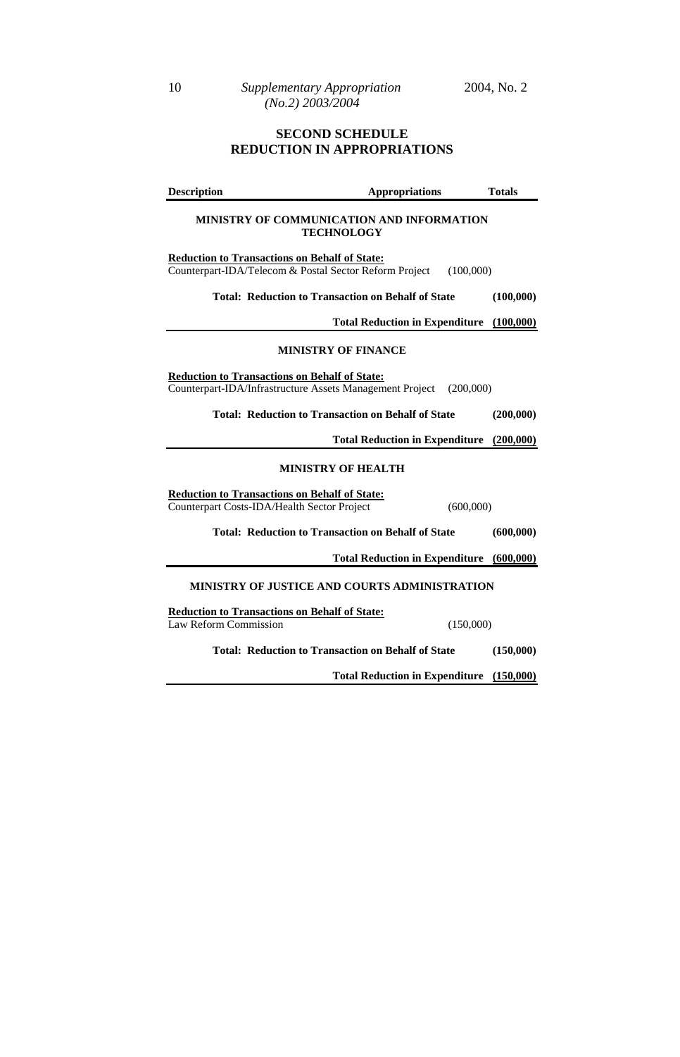## SECOND SCHEDULE
## REDUCTION IN APPROPRIATIONS

| Description | Appropriations | Totals |
|---|---|---|
| **MINISTRY OF COMMUNICATION AND INFORMATION TECHNOLOGY** | | |
| **Reduction to Transactions on Behalf of State:** | | |
| Counterpart-IDA/Telecom & Postal Sector Reform Project | (100,000) | |
| **Total: Reduction to Transaction on Behalf of State** | | **(100,000)** |
| **Total Reduction in Expenditure** | | **(100,000)** |
| **MINISTRY OF FINANCE** | | |
| **Reduction to Transactions on Behalf of State:** | | |
| Counterpart-IDA/Infrastructure Assets Management Project | (200,000) | |
| **Total: Reduction to Transaction on Behalf of State** | | **(200,000)** |
| **Total Reduction in Expenditure** | | **(200,000)** |
| **MINISTRY OF HEALTH** | | |
| **Reduction to Transactions on Behalf of State:** | | |
| Counterpart Costs-IDA/Health Sector Project | (600,000) | |
| **Total: Reduction to Transaction on Behalf of State** | | **(600,000)** |
| **Total Reduction in Expenditure** | | **(600,000)** |
| **MINISTRY OF JUSTICE AND COURTS ADMINISTRATION** | | |
| **Reduction to Transactions on Behalf of State:** | | |
| Law Reform Commission | (150,000) | |
| **Total: Reduction to Transaction on Behalf of State** | | **(150,000)** |
| **Total Reduction in Expenditure** | | **(150,000)** |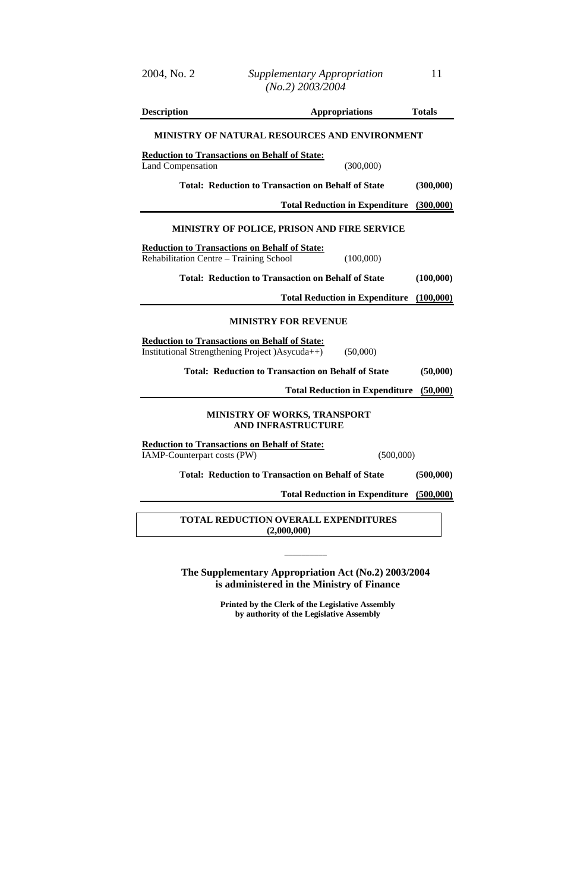| Description | Appropriations | Totals |
|---|---|---|
| **MINISTRY OF NATURAL RESOURCES AND ENVIRONMENT** | | |
| **Reduction to Transactions on Behalf of State:** | | |
| Land Compensation | (300,000) | |
| **Total: Reduction to Transaction on Behalf of State** | | **(300,000)** |
| **Total Reduction in Expenditure** | | **(300,000)** |
| **MINISTRY OF POLICE, PRISON AND FIRE SERVICE** | | |
| **Reduction to Transactions on Behalf of State:** | | |
| Rehabilitation Centre – Training School | (100,000) | |
| **Total: Reduction to Transaction on Behalf of State** | | **(100,000)** |
| **Total Reduction in Expenditure** | | **(100,000)** |
| **MINISTRY FOR REVENUE** | | |
| **Reduction to Transactions on Behalf of State:** | | |
| Institutional Strengthening Project )Asycuda++) | (50,000) | |
| **Total: Reduction to Transaction on Behalf of State** | | **(50,000)** |
| **Total Reduction in Expenditure** | | **(50,000)** |
| **MINISTRY OF WORKS, TRANSPORT AND INFRASTRUCTURE** | | |
| **Reduction to Transactions on Behalf of State:** | | |
| IAMP-Counterpart costs (PW) | (500,000) | |
| **Total: Reduction to Transaction on Behalf of State** | | **(500,000)** |
| **Total Reduction in Expenditure** | | **(500,000)** |

**TOTAL REDUCTION OVERALL EXPENDITURES (2,000,000)**

---

**The Supplementary Appropriation Act (No.2) 2003/2004 is administered in the Ministry of Finance**

**Printed by the Clerk of the Legislative Assembly by authority of the Legislative Assembly**